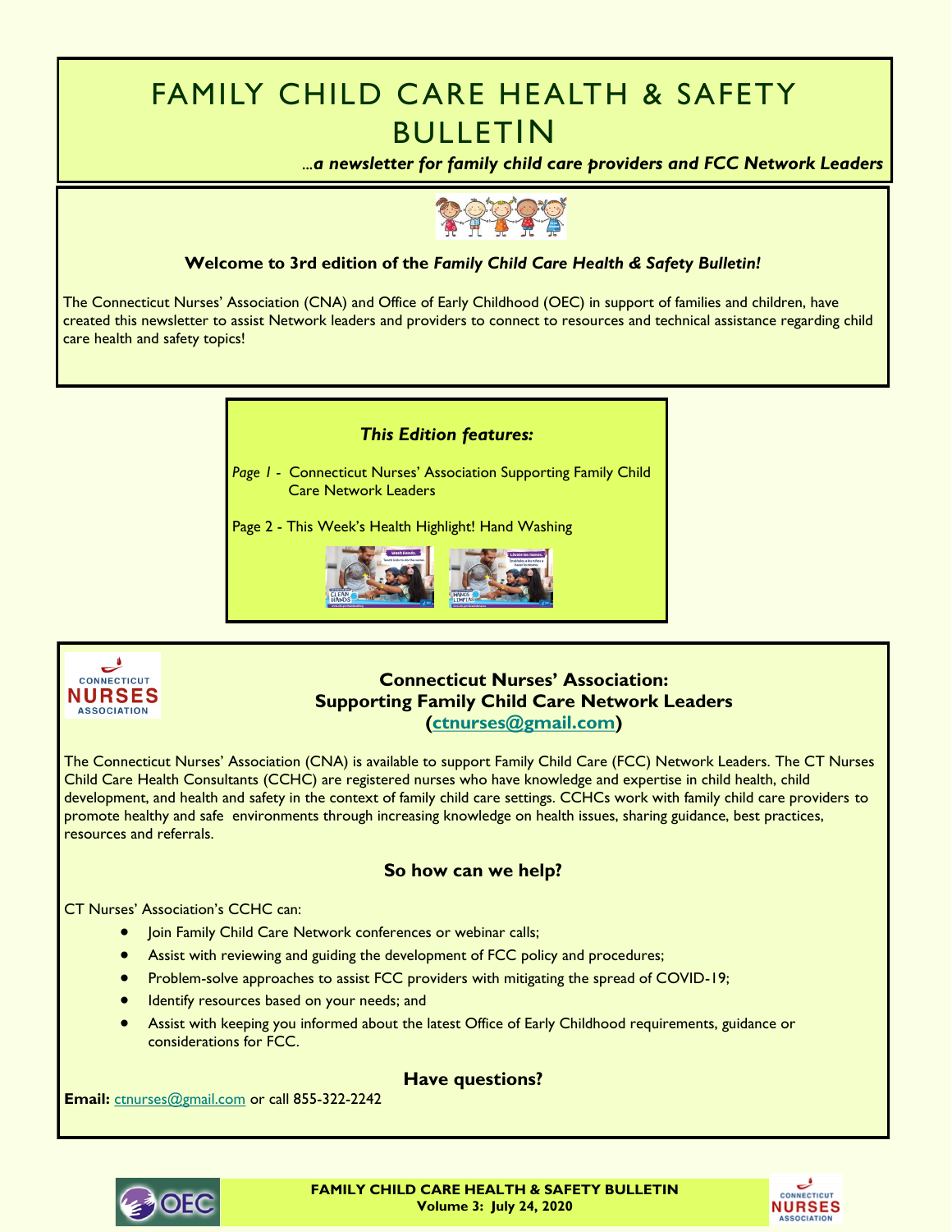# FAMILY CHILD CARE HEALTH & SAFETY BULLETIN

***...a newsletter for family child care providers and FCC Network Leaders***

**Welcome to 3rd edition of the *Family Child Care Health & Safety Bulletin!***

The Connecticut Nurses' Association (CNA) and Office of Early Childhood (OEC) in support of families and children, have created this newsletter to assist Network leaders and providers to connect to resources and technical assistance regarding child care health and safety topics!

***This Edition features:***

*Page 1* - Connecticut Nurses' Association Supporting Family Child Care Network Leaders

Page 2 - This Week's Health Highlight! Hand Washing

## Connecticut Nurses' Association: Supporting Family Child Care Network Leaders (ctnurses@gmail.com)

The Connecticut Nurses' Association (CNA) is available to support Family Child Care (FCC) Network Leaders. The CT Nurses Child Care Health Consultants (CCHC) are registered nurses who have knowledge and expertise in child health, child development, and health and safety in the context of family child care settings. CCHCs work with family child care providers to promote healthy and safe environments through increasing knowledge on health issues, sharing guidance, best practices, resources and referrals.

### So how can we help?

CT Nurses' Association's CCHC can:

- Join Family Child Care Network conferences or webinar calls;
- Assist with reviewing and guiding the development of FCC policy and procedures;
- Problem-solve approaches to assist FCC providers with mitigating the spread of COVID-19;
- Identify resources based on your needs; and
- Assist with keeping you informed about the latest Office of Early Childhood requirements, guidance or considerations for FCC.

### Have questions?

**Email:** ctnurses@gmail.com or call 855-322-2242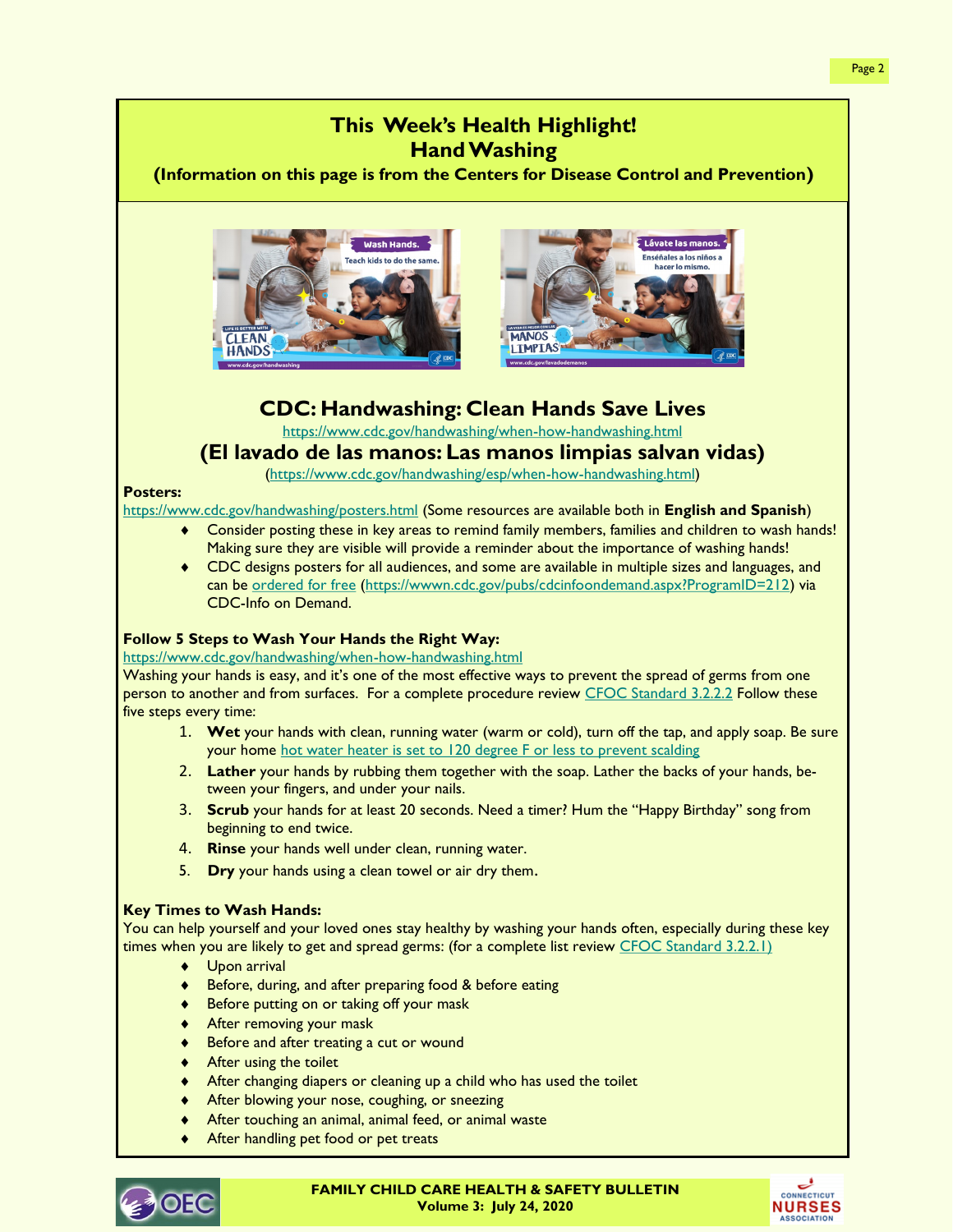# This Week's Health Highlight! Hand Washing

**(Information on this page is from the Centers for Disease Control and Prevention)**

## CDC: Handwashing: Clean Hands Save Lives

https://www.cdc.gov/handwashing/when-how-handwashing.html

## (El lavado de las manos: Las manos limpias salvan vidas)

(https://www.cdc.gov/handwashing/esp/when-how-handwashing.html)

**Posters:**

https://www.cdc.gov/handwashing/posters.html (Some resources are available both in **English and Spanish**)

- Consider posting these in key areas to remind family members, families and children to wash hands! Making sure they are visible will provide a reminder about the importance of washing hands!
- CDC designs posters for all audiences, and some are available in multiple sizes and languages, and can be ordered for free (https://wwwn.cdc.gov/pubs/cdcinfoondemand.aspx?ProgramID=212) via CDC-Info on Demand.

**Follow 5 Steps to Wash Your Hands the Right Way:**

https://www.cdc.gov/handwashing/when-how-handwashing.html

Washing your hands is easy, and it's one of the most effective ways to prevent the spread of germs from one person to another and from surfaces. For a complete procedure review CFOC Standard 3.2.2.2 Follow these five steps every time:

1. **Wet** your hands with clean, running water (warm or cold), turn off the tap, and apply soap. Be sure your home hot water heater is set to 120 degree F or less to prevent scalding
2. **Lather** your hands by rubbing them together with the soap. Lather the backs of your hands, between your fingers, and under your nails.
3. **Scrub** your hands for at least 20 seconds. Need a timer? Hum the "Happy Birthday" song from beginning to end twice.
4. **Rinse** your hands well under clean, running water.
5. **Dry** your hands using a clean towel or air dry them.

**Key Times to Wash Hands:**

You can help yourself and your loved ones stay healthy by washing your hands often, especially during these key times when you are likely to get and spread germs: (for a complete list review CFOC Standard 3.2.2.1)

- Upon arrival
- Before, during, and after preparing food & before eating
- Before putting on or taking off your mask
- After removing your mask
- Before and after treating a cut or wound
- After using the toilet
- After changing diapers or cleaning up a child who has used the toilet
- After blowing your nose, coughing, or sneezing
- After touching an animal, animal feed, or animal waste
- After handling pet food or pet treats